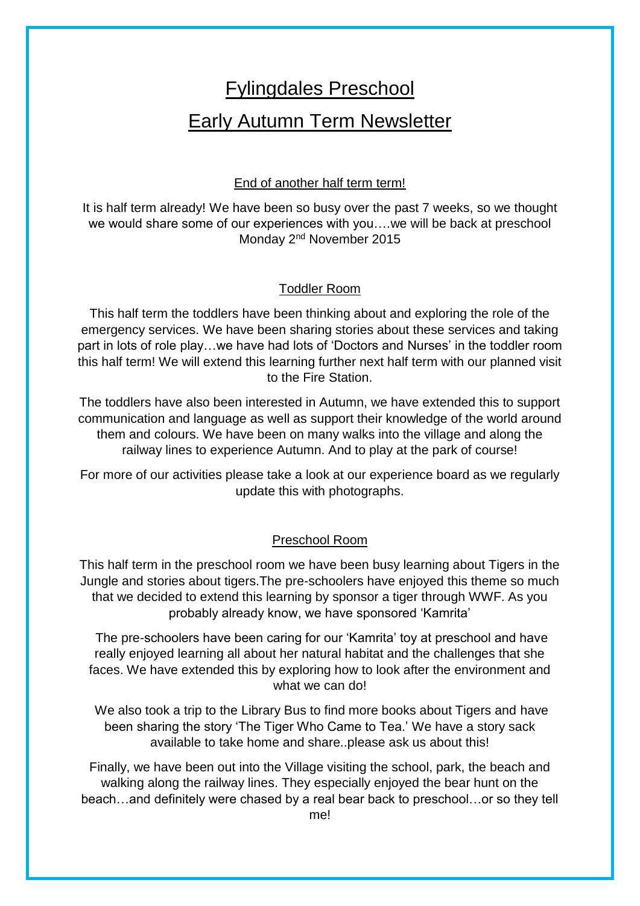# Fylingdales Preschool

# Early Autumn Term Newsletter

## End of another half term term!

It is half term already! We have been so busy over the past 7 weeks, so we thought we would share some of our experiences with you….we will be back at preschool Monday 2nd November 2015

## Toddler Room

This half term the toddlers have been thinking about and exploring the role of the emergency services. We have been sharing stories about these services and taking part in lots of role play…we have had lots of 'Doctors and Nurses' in the toddler room this half term! We will extend this learning further next half term with our planned visit to the Fire Station.

The toddlers have also been interested in Autumn, we have extended this to support communication and language as well as support their knowledge of the world around them and colours. We have been on many walks into the village and along the railway lines to experience Autumn. And to play at the park of course!

For more of our activities please take a look at our experience board as we regularly update this with photographs.

## Preschool Room

This half term in the preschool room we have been busy learning about Tigers in the Jungle and stories about tigers.The pre-schoolers have enjoyed this theme so much that we decided to extend this learning by sponsor a tiger through WWF. As you probably already know, we have sponsored 'Kamrita'

The pre-schoolers have been caring for our 'Kamrita' toy at preschool and have really enjoyed learning all about her natural habitat and the challenges that she faces. We have extended this by exploring how to look after the environment and what we can do!

We also took a trip to the Library Bus to find more books about Tigers and have been sharing the story 'The Tiger Who Came to Tea.' We have a story sack available to take home and share..please ask us about this!

Finally, we have been out into the Village visiting the school, park, the beach and walking along the railway lines. They especially enjoyed the bear hunt on the beach…and definitely were chased by a real bear back to preschool…or so they tell me!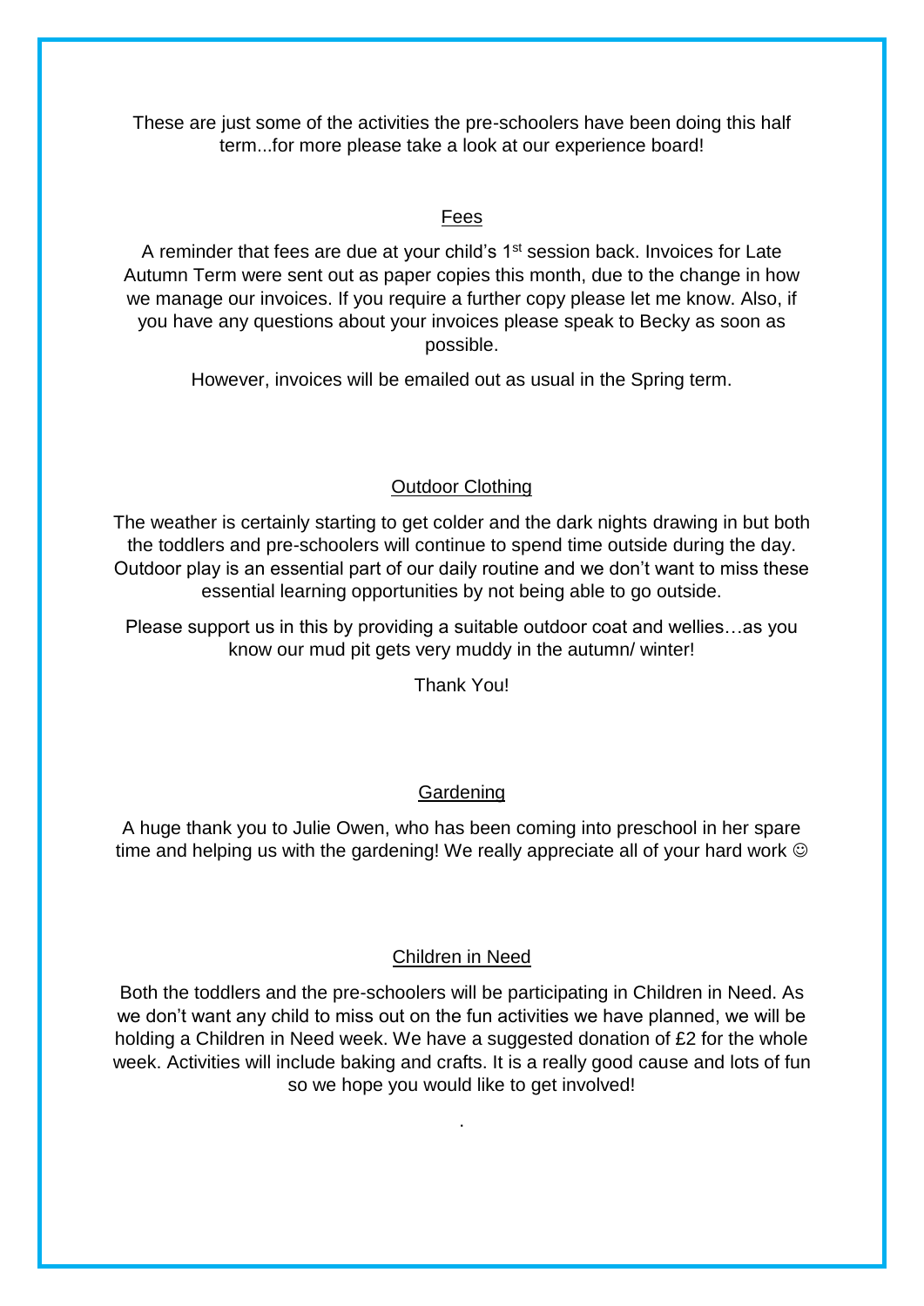These are just some of the activities the pre-schoolers have been doing this half term...for more please take a look at our experience board!

## Fees

A reminder that fees are due at your child's 1st session back. Invoices for Late Autumn Term were sent out as paper copies this month, due to the change in how we manage our invoices. If you require a further copy please let me know. Also, if you have any questions about your invoices please speak to Becky as soon as possible.

However, invoices will be emailed out as usual in the Spring term.

## Outdoor Clothing

The weather is certainly starting to get colder and the dark nights drawing in but both the toddlers and pre-schoolers will continue to spend time outside during the day. Outdoor play is an essential part of our daily routine and we don't want to miss these essential learning opportunities by not being able to go outside.

Please support us in this by providing a suitable outdoor coat and wellies…as you know our mud pit gets very muddy in the autumn/ winter!

Thank You!

## Gardening

A huge thank you to Julie Owen, who has been coming into preschool in her spare time and helping us with the gardening! We really appreciate all of your hard work ☺

## Children in Need

Both the toddlers and the pre-schoolers will be participating in Children in Need. As we don't want any child to miss out on the fun activities we have planned, we will be holding a Children in Need week. We have a suggested donation of £2 for the whole week. Activities will include baking and crafts. It is a really good cause and lots of fun so we hope you would like to get involved!

.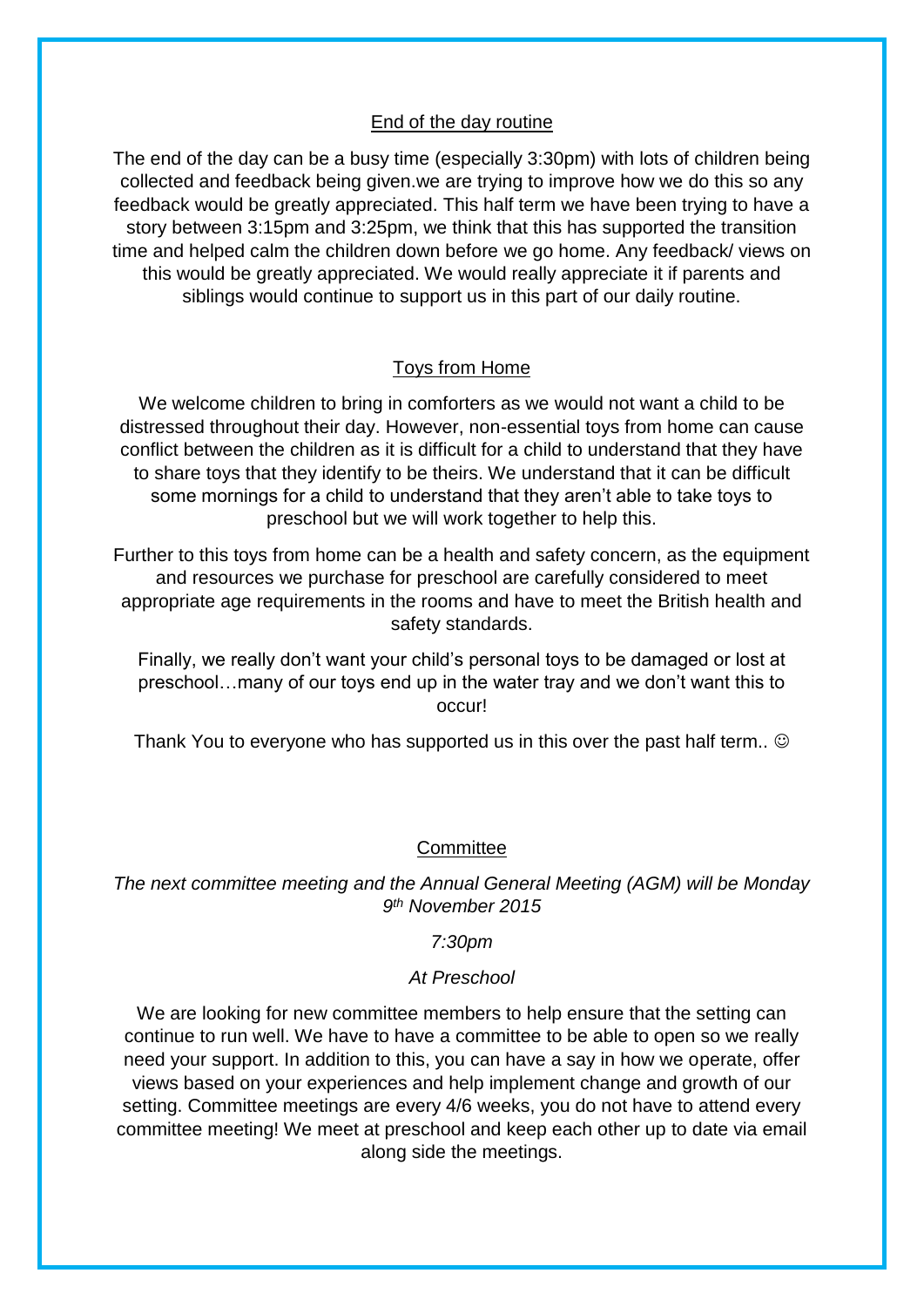## End of the day routine

The end of the day can be a busy time (especially 3:30pm) with lots of children being collected and feedback being given.we are trying to improve how we do this so any feedback would be greatly appreciated. This half term we have been trying to have a story between 3:15pm and 3:25pm, we think that this has supported the transition time and helped calm the children down before we go home. Any feedback/ views on this would be greatly appreciated. We would really appreciate it if parents and siblings would continue to support us in this part of our daily routine.

## Toys from Home

We welcome children to bring in comforters as we would not want a child to be distressed throughout their day. However, non-essential toys from home can cause conflict between the children as it is difficult for a child to understand that they have to share toys that they identify to be theirs. We understand that it can be difficult some mornings for a child to understand that they aren't able to take toys to preschool but we will work together to help this.

Further to this toys from home can be a health and safety concern, as the equipment and resources we purchase for preschool are carefully considered to meet appropriate age requirements in the rooms and have to meet the British health and safety standards.

Finally, we really don't want your child's personal toys to be damaged or lost at preschool…many of our toys end up in the water tray and we don't want this to occur!

Thank You to everyone who has supported us in this over the past half term.. ☺

## Committee

*The next committee meeting and the Annual General Meeting (AGM) will be Monday 9th November 2015*

*7:30pm*

*At Preschool*

We are looking for new committee members to help ensure that the setting can continue to run well. We have to have a committee to be able to open so we really need your support. In addition to this, you can have a say in how we operate, offer views based on your experiences and help implement change and growth of our setting. Committee meetings are every 4/6 weeks, you do not have to attend every committee meeting! We meet at preschool and keep each other up to date via email along side the meetings.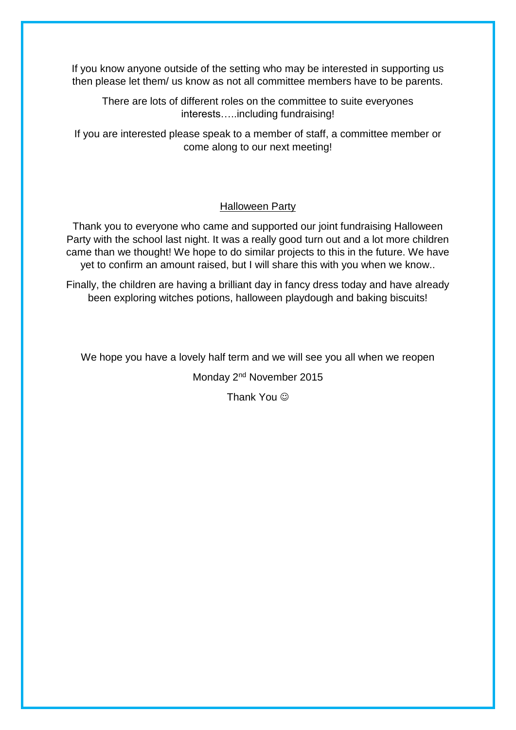If you know anyone outside of the setting who may be interested in supporting us then please let them/ us know as not all committee members have to be parents.

There are lots of different roles on the committee to suite everyones interests…..including fundraising!

If you are interested please speak to a member of staff, a committee member or come along to our next meeting!

<u>Halloween Party</u>

Thank you to everyone who came and supported our joint fundraising Halloween Party with the school last night. It was a really good turn out and a lot more children came than we thought! We hope to do similar projects to this in the future. We have yet to confirm an amount raised, but I will share this with you when we know..

Finally, the children are having a brilliant day in fancy dress today and have already been exploring witches potions, halloween playdough and baking biscuits!

We hope you have a lovely half term and we will see you all when we reopen

Monday 2nd November 2015

Thank You ☺